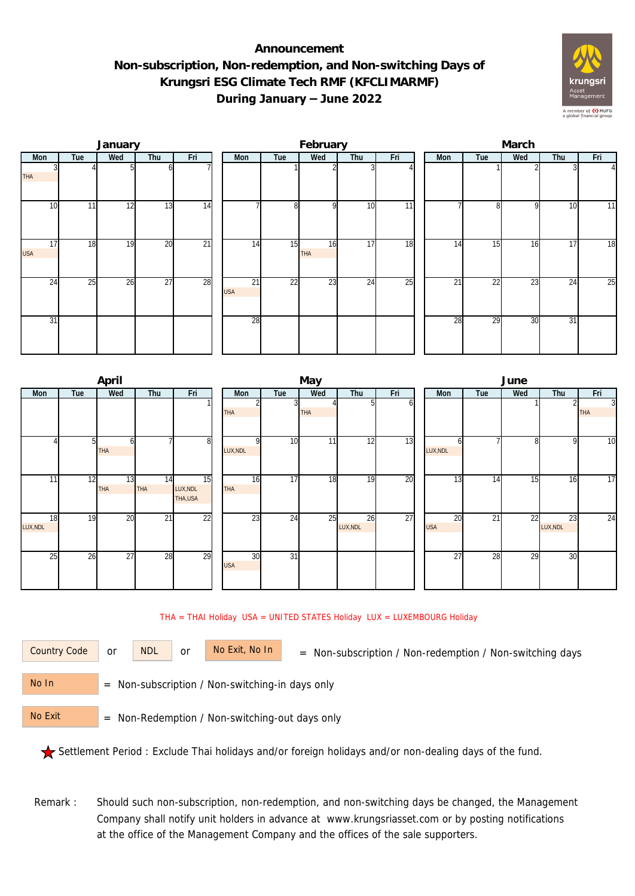# Announcement
## Non-subscription, Non-redemption, and Non-switching Days of Krungsri ESG Climate Tech RMF (KFCLIMARMF) During January – June 2022

### January

| Mon | Tue | Wed | Thu | Fri |
|---|---|---|---|---|
| 3 THA | 4 | 5 | 6 | 7 |
| 10 | 11 | 12 | 13 | 14 |
| 17 USA | 18 | 19 | 20 | 21 |
| 24 | 25 | 26 | 27 | 28 |
| 31 | | | | |

### February

| Mon | Tue | Wed | Thu | Fri |
|---|---|---|---|---|
| | 1 | 2 | 3 | 4 |
| 7 | 8 | 9 | 10 | 11 |
| 14 | 15 | 16 THA | 17 | 18 |
| 21 USA | 22 | 23 | 24 | 25 |
| 28 | | | | |

### March

| Mon | Tue | Wed | Thu | Fri |
|---|---|---|---|---|
| | 1 | 2 | 3 | 4 |
| 7 | 8 | 9 | 10 | 11 |
| 14 | 15 | 16 | 17 | 18 |
| 21 | 22 | 23 | 24 | 25 |
| 28 | 29 | 30 | 31 | |

### April

| Mon | Tue | Wed | Thu | Fri |
|---|---|---|---|---|
| | | | | 1 |
| 4 | 5 | 6 THA | 7 | 8 |
| 11 | 12 | 13 THA | 14 THA | 15 LUX,NDL THA,USA |
| 18 LUX,NDL | 19 | 20 | 21 | 22 |
| 25 | 26 | 27 | 28 | 29 |

### May

| Mon | Tue | Wed | Thu | Fri |
|---|---|---|---|---|
| 2 THA | 3 | 4 THA | 5 | 6 |
| 9 LUX,NDL | 10 | 11 | 12 | 13 |
| 16 THA | 17 | 18 | 19 | 20 |
| 23 | 24 | 25 | 26 LUX,NDL | 27 |
| 30 USA | 31 | | | |

### June

| Mon | Tue | Wed | Thu | Fri |
|---|---|---|---|---|
| | | 1 | 2 | 3 THA |
| 6 LUX,NDL | 7 | 8 | 9 | 10 |
| 13 | 14 | 15 | 16 | 17 |
| 20 USA | 21 | 22 | 23 LUX,NDL | 24 |
| 27 | 28 | 29 | 30 | |

THA = THAI Holiday USA = UNITED STATES Holiday LUX = LUXEMBOURG Holiday

Country Code or NDL or No Exit, No In = Non-subscription / Non-redemption / Non-switching days

No In = Non-subscription / Non-switching-in days only

No Exit = Non-Redemption / Non-switching-out days only

★ Settlement Period : Exclude Thai holidays and/or foreign holidays and/or non-dealing days of the fund.

Remark : Should such non-subscription, non-redemption, and non-switching days be changed, the Management Company shall notify unit holders in advance at www.krungsriasset.com or by posting notifications at the office of the Management Company and the offices of the sale supporters.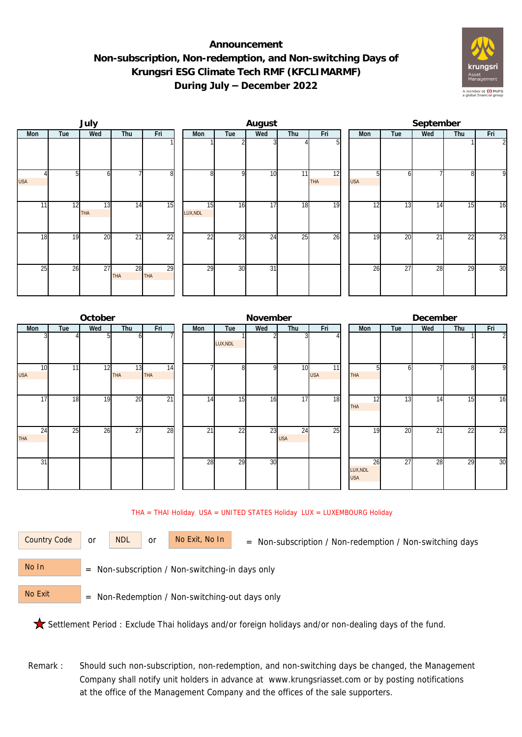# Announcement
## Non-subscription, Non-redemption, and Non-switching Days of Krungsri ESG Climate Tech RMF (KFCLIMARMF) During July – December 2022

### July

| Mon | Tue | Wed | Thu | Fri |
|---|---|---|---|---|
| | | | | 1 |
| 4 USA | 5 | 6 | 7 | 8 |
| 11 | 12 | 13 THA | 14 | 15 |
| 18 | 19 | 20 | 21 | 22 |
| 25 | 26 | 27 | 28 THA | 29 THA |

### August

| Mon | Tue | Wed | Thu | Fri |
|---|---|---|---|---|
| 1 | 2 | 3 | 4 | 5 |
| 8 | 9 | 10 | 11 | 12 THA |
| 15 LUX,NDL | 16 | 17 | 18 | 19 |
| 22 | 23 | 24 | 25 | 26 |
| 29 | 30 | 31 | | |

### September

| Mon | Tue | Wed | Thu | Fri |
|---|---|---|---|---|
| | | | 1 | 2 |
| 5 USA | 6 | 7 | 8 | 9 |
| 12 | 13 | 14 | 15 | 16 |
| 19 | 20 | 21 | 22 | 23 |
| 26 | 27 | 28 | 29 | 30 |

### October

| Mon | Tue | Wed | Thu | Fri |
|---|---|---|---|---|
| 3 | 4 | 5 | 6 | 7 |
| 10 USA | 11 | 12 | 13 THA | 14 THA |
| 17 | 18 | 19 | 20 | 21 |
| 24 THA | 25 | 26 | 27 | 28 |
| 31 | | | | |

### November

| Mon | Tue | Wed | Thu | Fri |
|---|---|---|---|---|
| | 1 LUX,NDL | 2 | 3 | 4 |
| 7 | 8 | 9 | 10 | 11 USA |
| 14 | 15 | 16 | 17 | 18 |
| 21 | 22 | 23 | 24 USA | 25 |
| 28 | 29 | 30 | | |

### December

| Mon | Tue | Wed | Thu | Fri |
|---|---|---|---|---|
| | | | 1 | 2 |
| 5 THA | 6 | 7 | 8 | 9 |
| 12 THA | 13 | 14 | 15 | 16 |
| 19 | 20 | 21 | 22 | 23 |
| 26 LUX,NDL USA | 27 | 28 | 29 | 30 |

THA = THAI Holiday USA = UNITED STATES Holiday LUX = LUXEMBOURG Holiday

Country Code or NDL or No Exit, No In = Non-subscription / Non-redemption / Non-switching days

No In = Non-subscription / Non-switching-in days only

No Exit = Non-Redemption / Non-switching-out days only

★ Settlement Period : Exclude Thai holidays and/or foreign holidays and/or non-dealing days of the fund.

Remark : Should such non-subscription, non-redemption, and non-switching days be changed, the Management Company shall notify unit holders in advance at www.krungsriasset.com or by posting notifications at the office of the Management Company and the offices of the sale supporters.